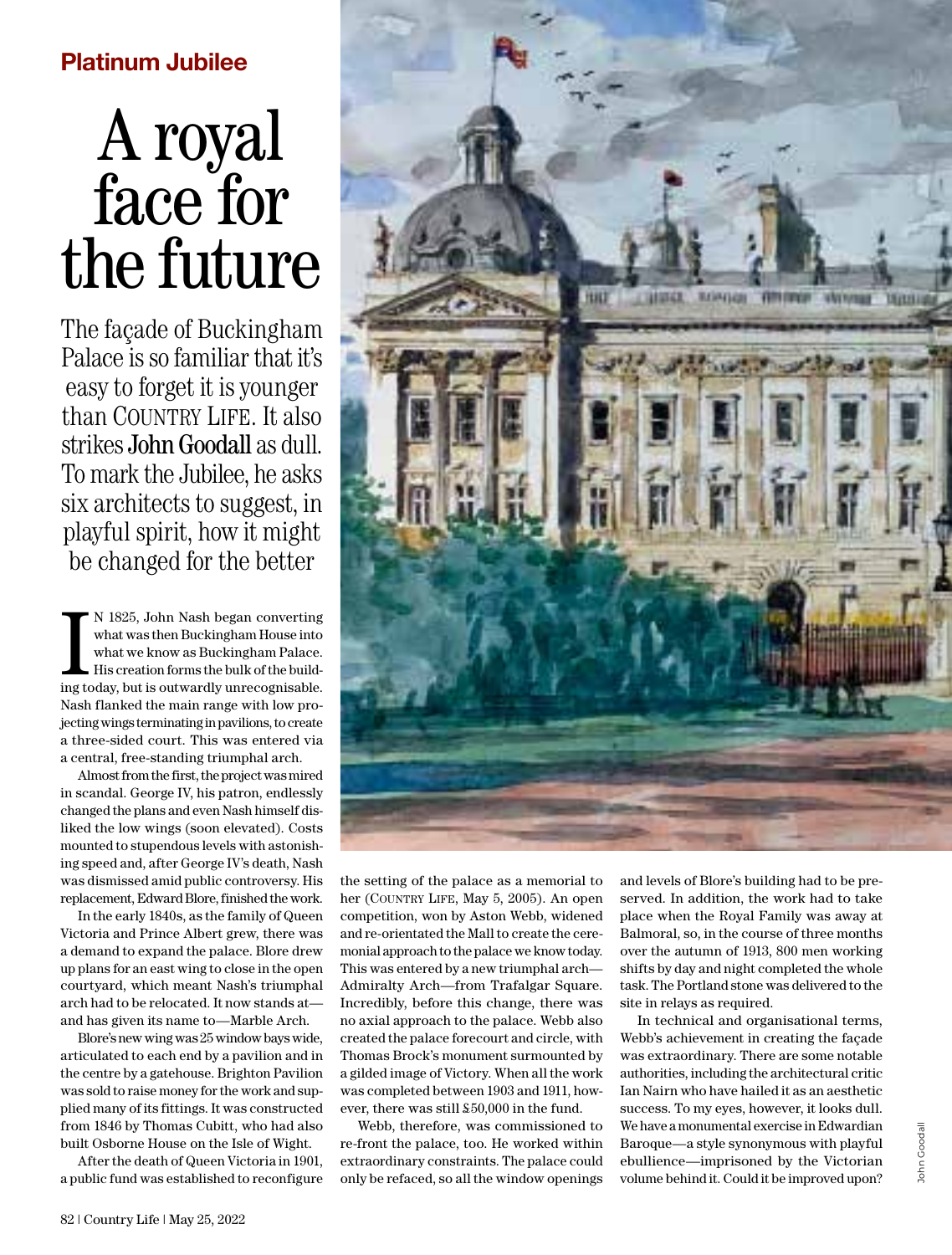Platinum Jubilee

# A royal face for the future

The façade of Buckingham Palace is so familiar that it's easy to forget it is younger than COUNTRY LIFE. It also strikes **John Goodall** as dull. To mark the Jubilee, he asks six architects to suggest, in playful spirit, how it might be changed for the better

IN 1825, John Nash began converting what was then Buckingham House into what we know as Buckingham Palace. His creation forms the bulk of the building today, but is outwardly unrecognisable. Nash flanked the main range with low projecting wings terminating in pavilions, to create a three-sided court. This was entered via a central, free-standing triumphal arch.

Almost from the first, the project was mired in scandal. George IV, his patron, endlessly changed the plans and even Nash himself disliked the low wings (soon elevated). Costs mounted to stupendous levels with astonishing speed and, after George IV's death, Nash was dismissed amid public controversy. His replacement, Edward Blore, finished the work.

In the early 1840s, as the family of Queen Victoria and Prince Albert grew, there was a demand to expand the palace. Blore drew up plans for an east wing to close in the open courtyard, which meant Nash's triumphal arch had to be relocated. It now stands at—and has given its name to—Marble Arch.

Blore's new wing was 25 window bays wide, articulated to each end by a pavilion and in the centre by a gatehouse. Brighton Pavilion was sold to raise money for the work and supplied many of its fittings. It was constructed from 1846 by Thomas Cubitt, who had also built Osborne House on the Isle of Wight.

After the death of Queen Victoria in 1901, a public fund was established to reconfigure the setting of the palace as a memorial to her (COUNTRY LIFE, May 5, 2005). An open competition, won by Aston Webb, widened and re-orientated the Mall to create the ceremonial approach to the palace we know today. This was entered by a new triumphal arch—Admiralty Arch—from Trafalgar Square. Incredibly, before this change, there was no axial approach to the palace. Webb also created the palace forecourt and circle, with Thomas Brock's monument surmounted by a gilded image of Victory. When all the work was completed between 1903 and 1911, however, there was still £50,000 in the fund.

Webb, therefore, was commissioned to re-front the palace, too. He worked within extraordinary constraints. The palace could only be refaced, so all the window openings and levels of Blore's building had to be preserved. In addition, the work had to take place when the Royal Family was away at Balmoral, so, in the course of three months over the autumn of 1913, 800 men working shifts by day and night completed the whole task. The Portland stone was delivered to the site in relays as required.

In technical and organisational terms, Webb's achievement in creating the façade was extraordinary. There are some notable authorities, including the architectural critic Ian Nairn who have hailed it as an aesthetic success. To my eyes, however, it looks dull. We have a monumental exercise in Edwardian Baroque—a style synonymous with playful ebullience—imprisoned by the Victorian volume behind it. Could it be improved upon?

John Goodall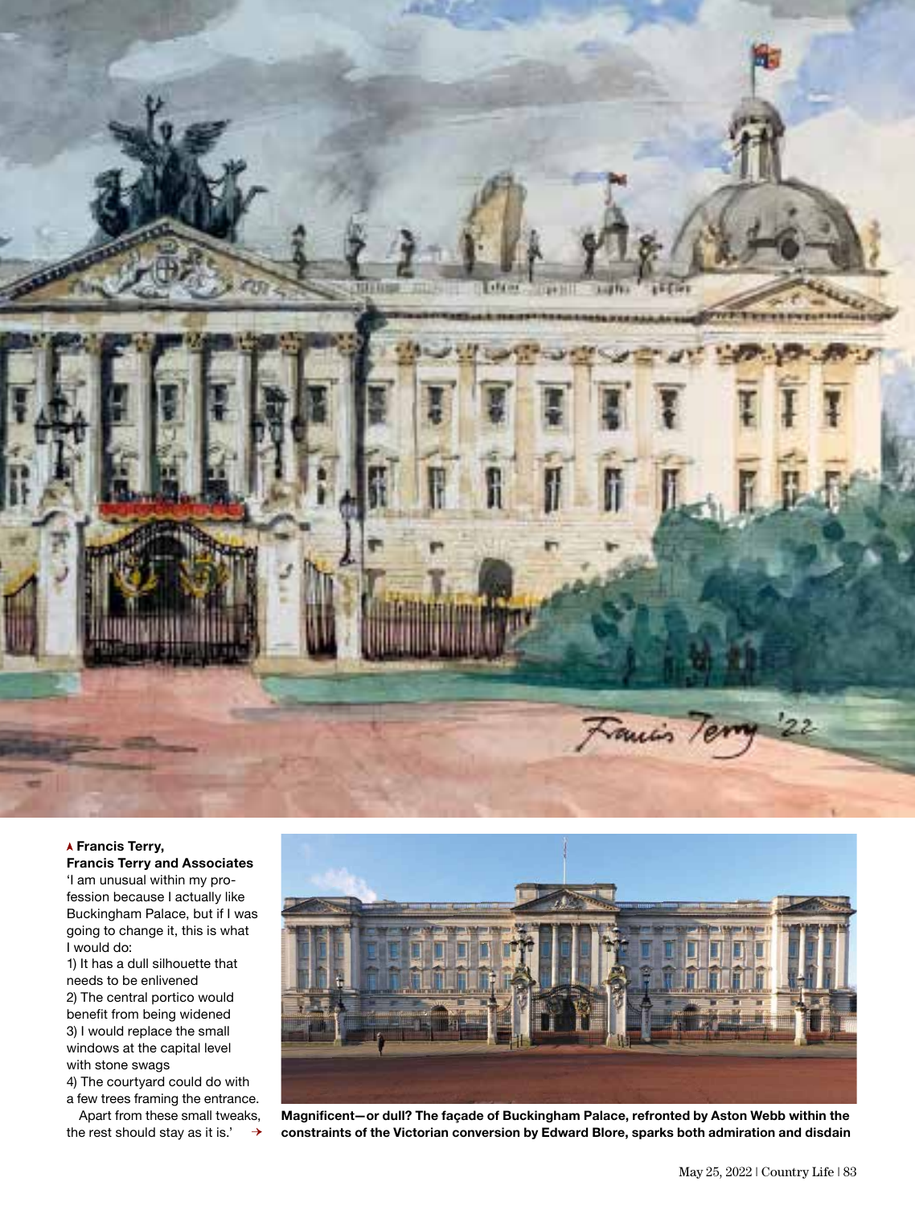**▲ Francis Terry, Francis Terry and Associates**
'I am unusual within my profession because I actually like Buckingham Palace, but if I was going to change it, this is what I would do:

1) It has a dull silhouette that needs to be enlivened
2) The central portico would benefit from being widened
3) I would replace the small windows at the capital level with stone swags
4) The courtyard could do with a few trees framing the entrance.

Apart from these small tweaks, the rest should stay as it is.' →

**Magnificent—or dull? The façade of Buckingham Palace, refronted by Aston Webb within the constraints of the Victorian conversion by Edward Blore, sparks both admiration and disdain**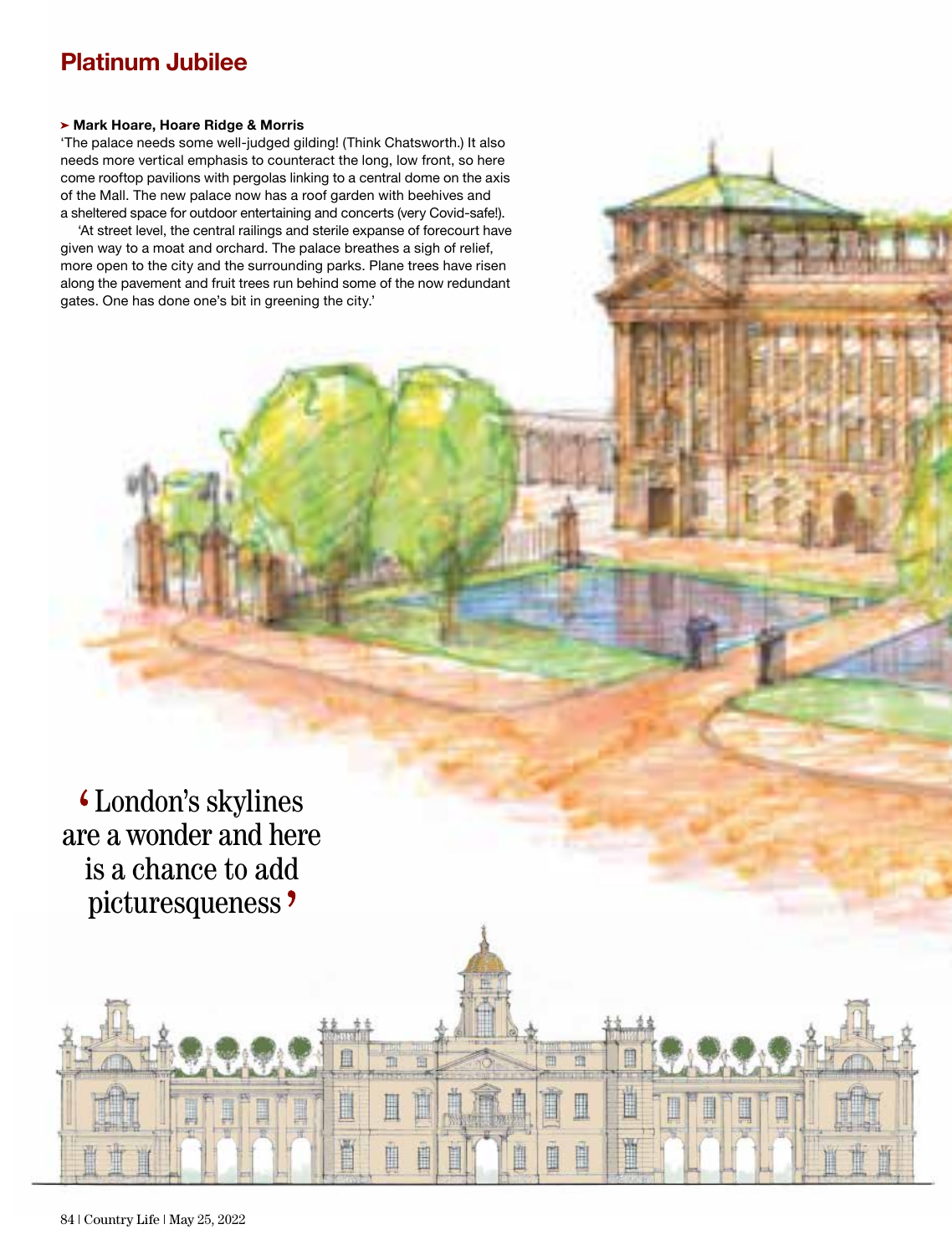**➤ Mark Hoare, Hoare Ridge & Morris**

'The palace needs some well-judged gilding! (Think Chatsworth.) It also needs more vertical emphasis to counteract the long, low front, so here come rooftop pavilions with pergolas linking to a central dome on the axis of the Mall. The new palace now has a roof garden with beehives and a sheltered space for outdoor entertaining and concerts (very Covid-safe!).

'At street level, the central railings and sterile expanse of forecourt have given way to a moat and orchard. The palace breathes a sigh of relief, more open to the city and the surrounding parks. Plane trees have risen along the pavement and fruit trees run behind some of the now redundant gates. One has done one's bit in greening the city.'

> 'London's skylines are a wonder and here is a chance to add picturesqueness'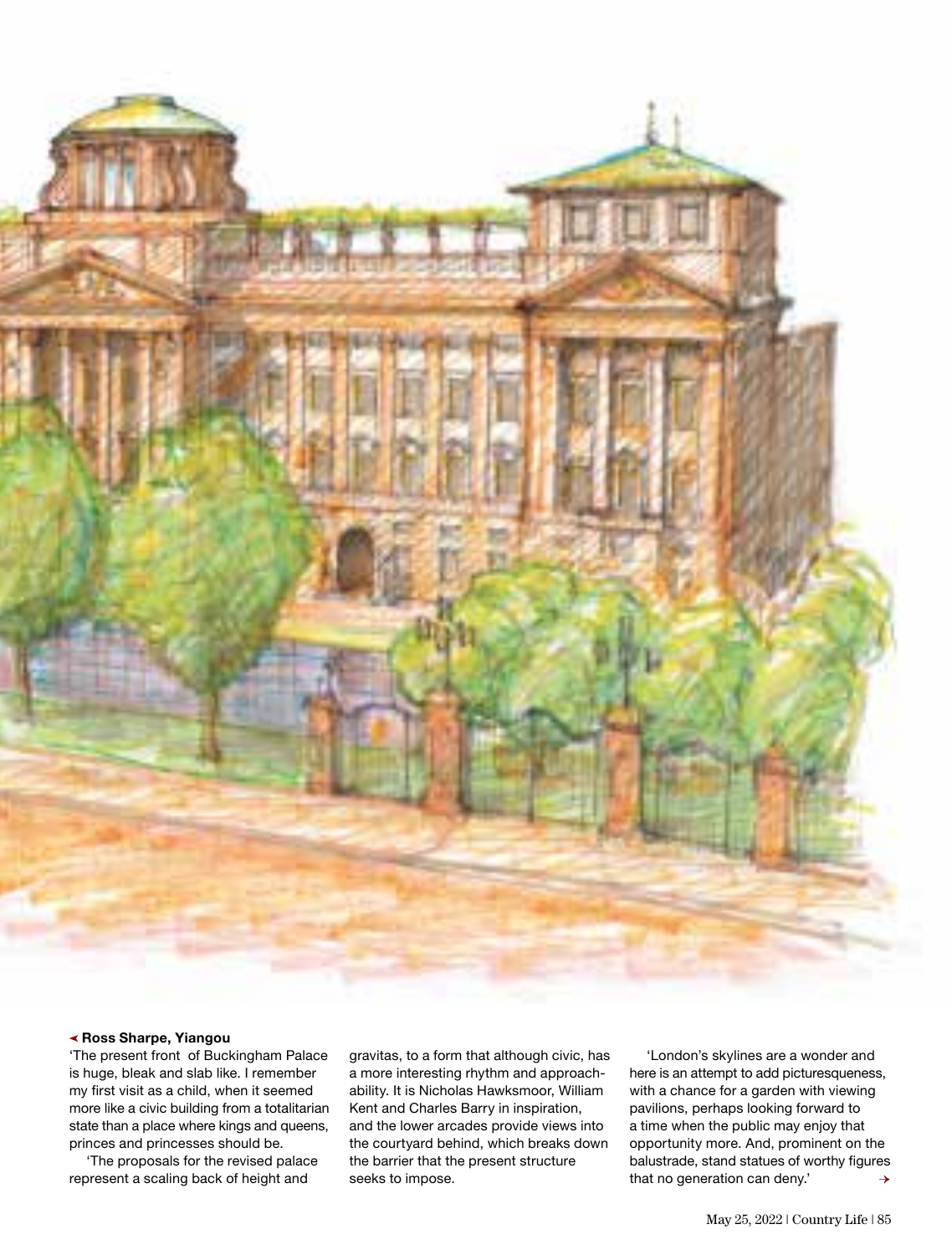**◂ Ross Sharpe, Yiangou**

'The present front of Buckingham Palace is huge, bleak and slab like. I remember my first visit as a child, when it seemed more like a civic building from a totalitarian state than a place where kings and queens, princes and princesses should be.

'The proposals for the revised palace represent a scaling back of height and gravitas, to a form that although civic, has a more interesting rhythm and approachability. It is Nicholas Hawksmoor, William Kent and Charles Barry in inspiration, and the lower arcades provide views into the courtyard behind, which breaks down the barrier that the present structure seeks to impose.

'London's skylines are a wonder and here is an attempt to add picturesqueness, with a chance for a garden with viewing pavilions, perhaps looking forward to a time when the public may enjoy that opportunity more. And, prominent on the balustrade, stand statues of worthy figures that no generation can deny.' →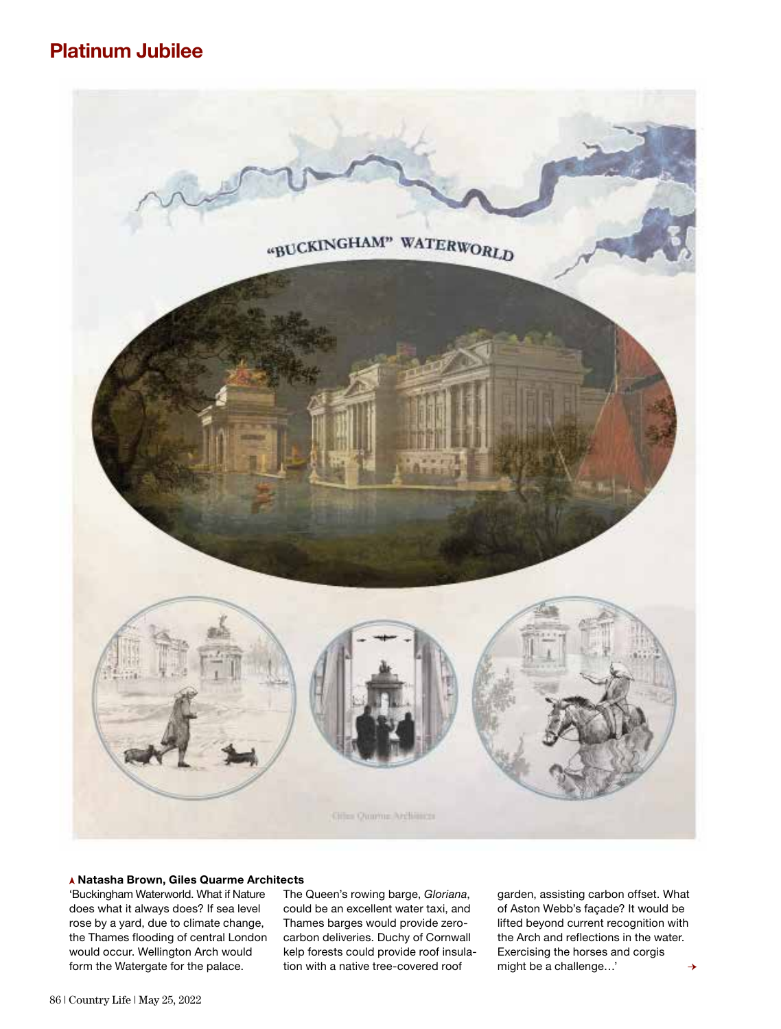## Platinum Jubilee

▲ **Natasha Brown, Giles Quarme Architects**

'Buckingham Waterworld. What if Nature does what it always does? If sea level rose by a yard, due to climate change, the Thames flooding of central London would occur. Wellington Arch would form the Watergate for the palace. The Queen's rowing barge, *Gloriana*, could be an excellent water taxi, and Thames barges would provide zero-carbon deliveries. Duchy of Cornwall kelp forests could provide roof insulation with a native tree-covered roof garden, assisting carbon offset. What of Aston Webb's façade? It would be lifted beyond current recognition with the Arch and reflections in the water. Exercising the horses and corgis might be a challenge…'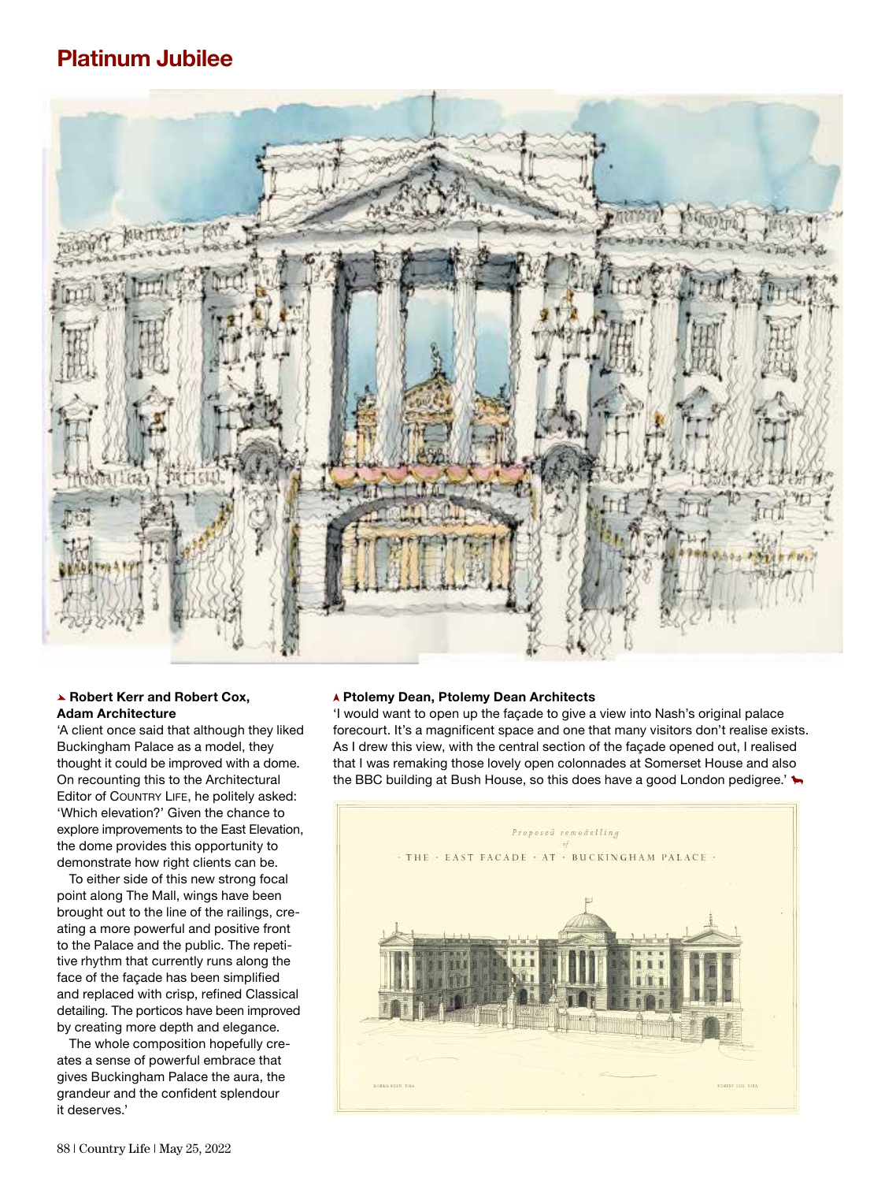## Platinum Jubilee

▲ **Robert Kerr and Robert Cox, Adam Architecture**

'A client once said that although they liked Buckingham Palace as a model, they thought it could be improved with a dome. On recounting this to the Architectural Editor of COUNTRY LIFE, he politely asked: 'Which elevation?' Given the chance to explore improvements to the East Elevation, the dome provides this opportunity to demonstrate how right clients can be.

To either side of this new strong focal point along The Mall, wings have been brought out to the line of the railings, creating a more powerful and positive front to the Palace and the public. The repetitive rhythm that currently runs along the face of the façade has been simplified and replaced with crisp, refined Classical detailing. The porticos have been improved by creating more depth and elegance.

The whole composition hopefully creates a sense of powerful embrace that gives Buckingham Palace the aura, the grandeur and the confident splendour it deserves.'

▲ **Ptolemy Dean, Ptolemy Dean Architects**

'I would want to open up the façade to give a view into Nash's original palace forecourt. It's a magnificent space and one that many visitors don't realise exists. As I drew this view, with the central section of the façade opened out, I realised that I was remaking those lovely open colonnades at Somerset House and also the BBC building at Bush House, so this does have a good London pedigree.'